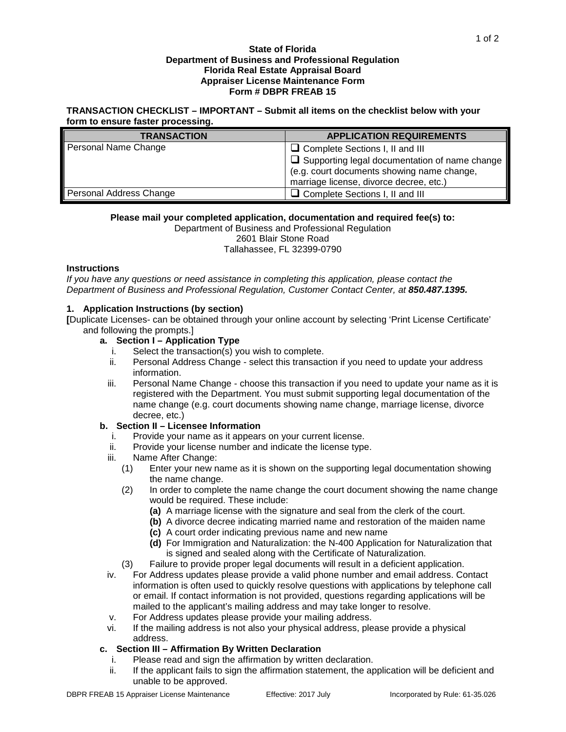**State of Florida**
**Department of Business and Professional Regulation**
**Florida Real Estate Appraisal Board**
**Appraiser License Maintenance Form**
**Form # DBPR FREAB 15**

**TRANSACTION CHECKLIST – IMPORTANT – Submit all items on the checklist below with your form to ensure faster processing.**

| TRANSACTION | APPLICATION REQUIREMENTS |
|---|---|
| Personal Name Change | ❑ Complete Sections I, II and III<br>❑ Supporting legal documentation of name change (e.g. court documents showing name change, marriage license, divorce decree, etc.) |
| Personal Address Change | ❑ Complete Sections I, II and III |

**Please mail your completed application, documentation and required fee(s) to:**

Department of Business and Professional Regulation
2601 Blair Stone Road
Tallahassee, FL 32399-0790

**Instructions**

*If you have any questions or need assistance in completing this application, please contact the Department of Business and Professional Regulation, Customer Contact Center, at **850.487.1395.***

**1. Application Instructions (by section)**

**[**Duplicate Licenses- can be obtained through your online account by selecting 'Print License Certificate' and following the prompts.]

**a. Section I – Application Type**

i. Select the transaction(s) you wish to complete.

ii. Personal Address Change - select this transaction if you need to update your address information.

iii. Personal Name Change - choose this transaction if you need to update your name as it is registered with the Department. You must submit supporting legal documentation of the name change (e.g. court documents showing name change, marriage license, divorce decree, etc.)

**b. Section II – Licensee Information**

i. Provide your name as it appears on your current license.

ii. Provide your license number and indicate the license type.

iii. Name After Change:

(1) Enter your new name as it is shown on the supporting legal documentation showing the name change.

(2) In order to complete the name change the court document showing the name change would be required. These include:

**(a)** A marriage license with the signature and seal from the clerk of the court.

**(b)** A divorce decree indicating married name and restoration of the maiden name

**(c)** A court order indicating previous name and new name

**(d)** For Immigration and Naturalization: the N-400 Application for Naturalization that is signed and sealed along with the Certificate of Naturalization.

(3) Failure to provide proper legal documents will result in a deficient application.

iv. For Address updates please provide a valid phone number and email address. Contact information is often used to quickly resolve questions with applications by telephone call or email. If contact information is not provided, questions regarding applications will be mailed to the applicant's mailing address and may take longer to resolve.

v. For Address updates please provide your mailing address.

vi. If the mailing address is not also your physical address, please provide a physical address.

**c. Section III – Affirmation By Written Declaration**

i. Please read and sign the affirmation by written declaration.

ii. If the applicant fails to sign the affirmation statement, the application will be deficient and unable to be approved.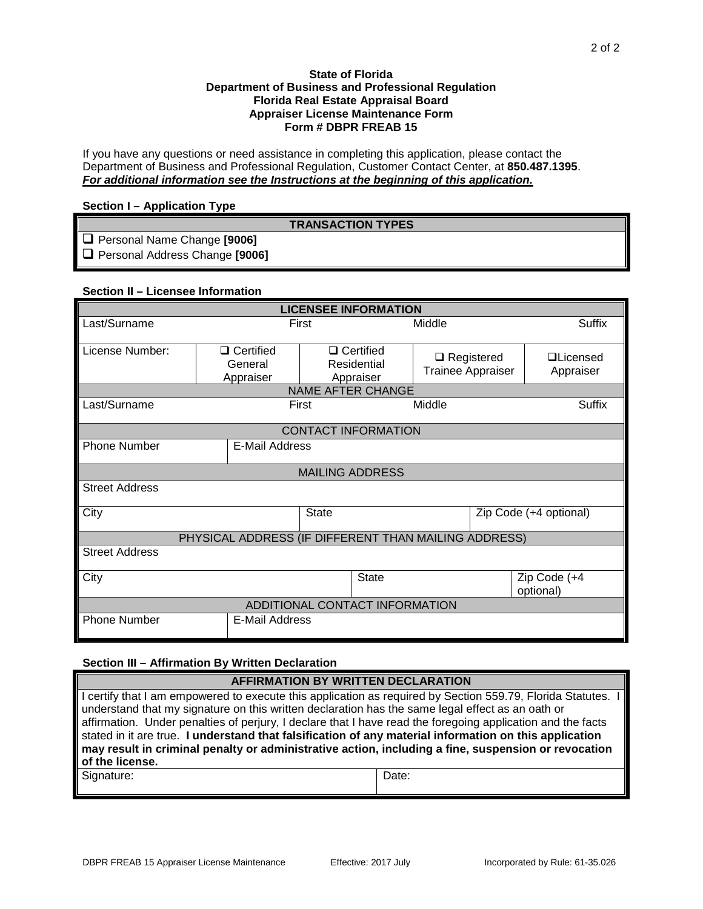**State of Florida**
**Department of Business and Professional Regulation**
**Florida Real Estate Appraisal Board**
**Appraiser License Maintenance Form**
**Form # DBPR FREAB 15**

If you have any questions or need assistance in completing this application, please contact the Department of Business and Professional Regulation, Customer Contact Center, at **850.487.1395**.
***For additional information see the Instructions at the beginning of this application.***

**Section I – Application Type**

| **TRANSACTION TYPES** |
|---|
| ❑ Personal Name Change **[9006]** |
| ❑ Personal Address Change **[9006]** |

**Section II – Licensee Information**

| **LICENSEE INFORMATION** | | | | |
|---|---|---|---|---|
| Last/Surname | First | | Middle | Suffix |
| License Number: | ❑ Certified General Appraiser | ❑ Certified Residential Appraiser | ❑ Registered Trainee Appraiser | ❑Licensed Appraiser |
| NAME AFTER CHANGE | | | | |
| Last/Surname | First | | Middle | Suffix |
| CONTACT INFORMATION | | | | |
| Phone Number | E-Mail Address | | | |
| MAILING ADDRESS | | | | |
| Street Address | | | | |
| City | State | | Zip Code (+4 optional) | |
| PHYSICAL ADDRESS (IF DIFFERENT THAN MAILING ADDRESS) | | | | |
| Street Address | | | | |
| City | State | | Zip Code (+4 optional) | |
| ADDITIONAL CONTACT INFORMATION | | | | |
| Phone Number | E-Mail Address | | | |

**Section III – Affirmation By Written Declaration**

| **AFFIRMATION BY WRITTEN DECLARATION** | |
|---|---|
| I certify that I am empowered to execute this application as required by Section 559.79, Florida Statutes. I understand that my signature on this written declaration has the same legal effect as an oath or affirmation. Under penalties of perjury, I declare that I have read the foregoing application and the facts stated in it are true. **I understand that falsification of any material information on this application may result in criminal penalty or administrative action, including a fine, suspension or revocation of the license.** | |
| Signature: | Date: |

DBPR FREAB 15 Appraiser License Maintenance    Effective: 2017 July    Incorporated by Rule: 61-35.026